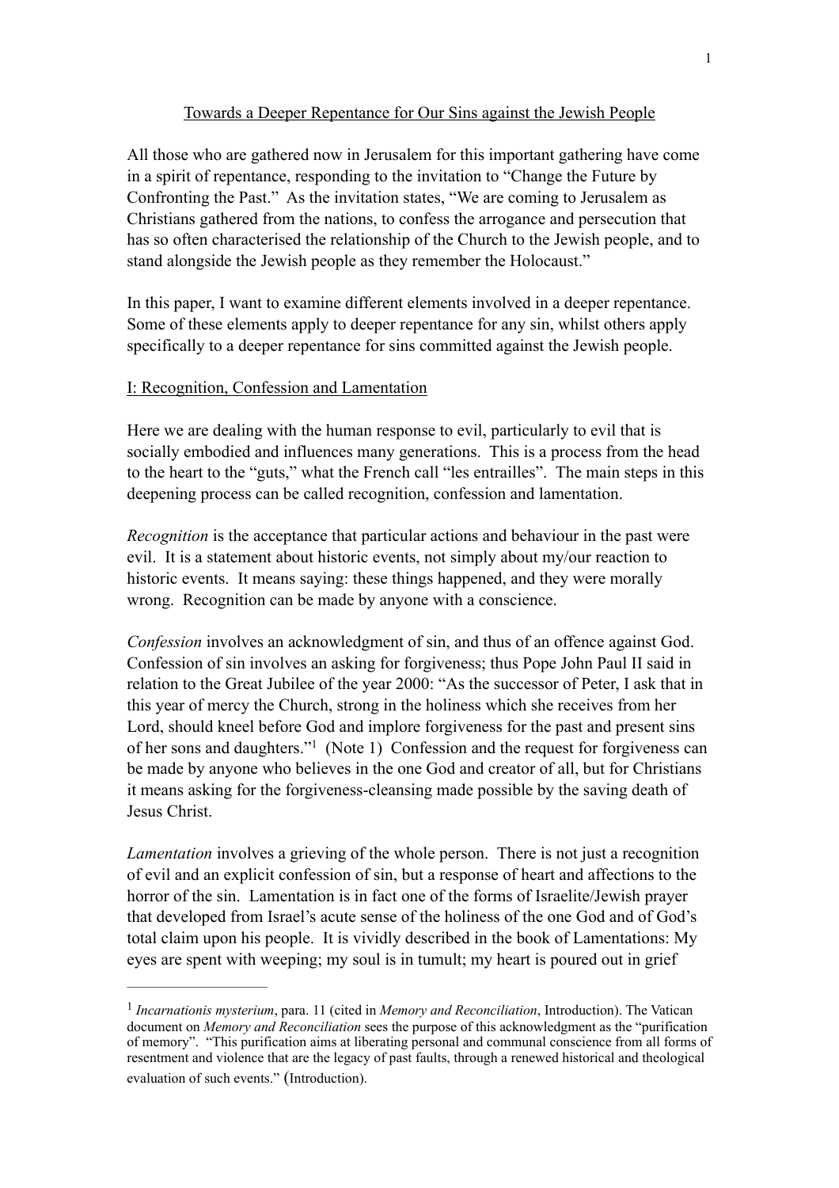## Towards a Deeper Repentance for Our Sins against the Jewish People

All those who are gathered now in Jerusalem for this important gathering have come in a spirit of repentance, responding to the invitation to "Change the Future by Confronting the Past." As the invitation states, "We are coming to Jerusalem as Christians gathered from the nations, to confess the arrogance and persecution that has so often characterised the relationship of the Church to the Jewish people, and to stand alongside the Jewish people as they remember the Holocaust."

In this paper, I want to examine different elements involved in a deeper repentance. Some of these elements apply to deeper repentance for any sin, whilst others apply specifically to a deeper repentance for sins committed against the Jewish people.

### I: Recognition, Confession and Lamentation

Here we are dealing with the human response to evil, particularly to evil that is socially embodied and influences many generations. This is a process from the head to the heart to the "guts," what the French call "les entrailles". The main steps in this deepening process can be called recognition, confession and lamentation.

*Recognition* is the acceptance that particular actions and behaviour in the past were evil. It is a statement about historic events, not simply about my/our reaction to historic events. It means saying: these things happened, and they were morally wrong. Recognition can be made by anyone with a conscience.

*Confession* involves an acknowledgment of sin, and thus of an offence against God. Confession of sin involves an asking for forgiveness; thus Pope John Paul II said in relation to the Great Jubilee of the year 2000: "As the successor of Peter, I ask that in this year of mercy the Church, strong in the holiness which she receives from her Lord, should kneel before God and implore forgiveness for the past and present sins of her sons and daughters."[1] (Note 1) Confession and the request for forgiveness can be made by anyone who believes in the one God and creator of all, but for Christians it means asking for the forgiveness-cleansing made possible by the saving death of Jesus Christ.

*Lamentation* involves a grieving of the whole person. There is not just a recognition of evil and an explicit confession of sin, but a response of heart and affections to the horror of the sin. Lamentation is in fact one of the forms of Israelite/Jewish prayer that developed from Israel's acute sense of the holiness of the one God and of God's total claim upon his people. It is vividly described in the book of Lamentations: My eyes are spent with weeping; my soul is in tumult; my heart is poured out in grief

---

[1] *Incarnationis mysterium*, para. 11 (cited in *Memory and Reconciliation*, Introduction). The Vatican document on *Memory and Reconciliation* sees the purpose of this acknowledgment as the "purification of memory". "This purification aims at liberating personal and communal conscience from all forms of resentment and violence that are the legacy of past faults, through a renewed historical and theological evaluation of such events." (Introduction).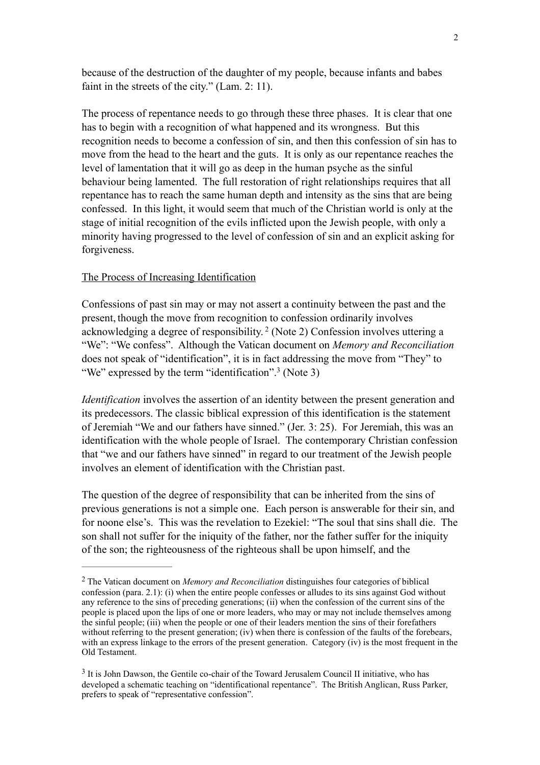because of the destruction of the daughter of my people, because infants and babes faint in the streets of the city." (Lam. 2: 11).

The process of repentance needs to go through these three phases. It is clear that one has to begin with a recognition of what happened and its wrongness. But this recognition needs to become a confession of sin, and then this confession of sin has to move from the head to the heart and the guts. It is only as our repentance reaches the level of lamentation that it will go as deep in the human psyche as the sinful behaviour being lamented. The full restoration of right relationships requires that all repentance has to reach the same human depth and intensity as the sins that are being confessed. In this light, it would seem that much of the Christian world is only at the stage of initial recognition of the evils inflicted upon the Jewish people, with only a minority having progressed to the level of confession of sin and an explicit asking for forgiveness.

## The Process of Increasing Identification

Confessions of past sin may or may not assert a continuity between the past and the present, though the move from recognition to confession ordinarily involves acknowledging a degree of responsibility.[2] (Note 2) Confession involves uttering a "We": "We confess". Although the Vatican document on *Memory and Reconciliation* does not speak of "identification", it is in fact addressing the move from "They" to "We" expressed by the term "identification".[3] (Note 3)

*Identification* involves the assertion of an identity between the present generation and its predecessors. The classic biblical expression of this identification is the statement of Jeremiah "We and our fathers have sinned." (Jer. 3: 25). For Jeremiah, this was an identification with the whole people of Israel. The contemporary Christian confession that "we and our fathers have sinned" in regard to our treatment of the Jewish people involves an element of identification with the Christian past.

The question of the degree of responsibility that can be inherited from the sins of previous generations is not a simple one. Each person is answerable for their sin, and for noone else's. This was the revelation to Ezekiel: "The soul that sins shall die. The son shall not suffer for the iniquity of the father, nor the father suffer for the iniquity of the son; the righteousness of the righteous shall be upon himself, and the

---

[2] The Vatican document on *Memory and Reconciliation* distinguishes four categories of biblical confession (para. 2.1): (i) when the entire people confesses or alludes to its sins against God without any reference to the sins of preceding generations; (ii) when the confession of the current sins of the people is placed upon the lips of one or more leaders, who may or may not include themselves among the sinful people; (iii) when the people or one of their leaders mention the sins of their forefathers without referring to the present generation; (iv) when there is confession of the faults of the forebears, with an express linkage to the errors of the present generation. Category (iv) is the most frequent in the Old Testament.

[3] It is John Dawson, the Gentile co-chair of the Toward Jerusalem Council II initiative, who has developed a schematic teaching on "identificational repentance". The British Anglican, Russ Parker, prefers to speak of "representative confession".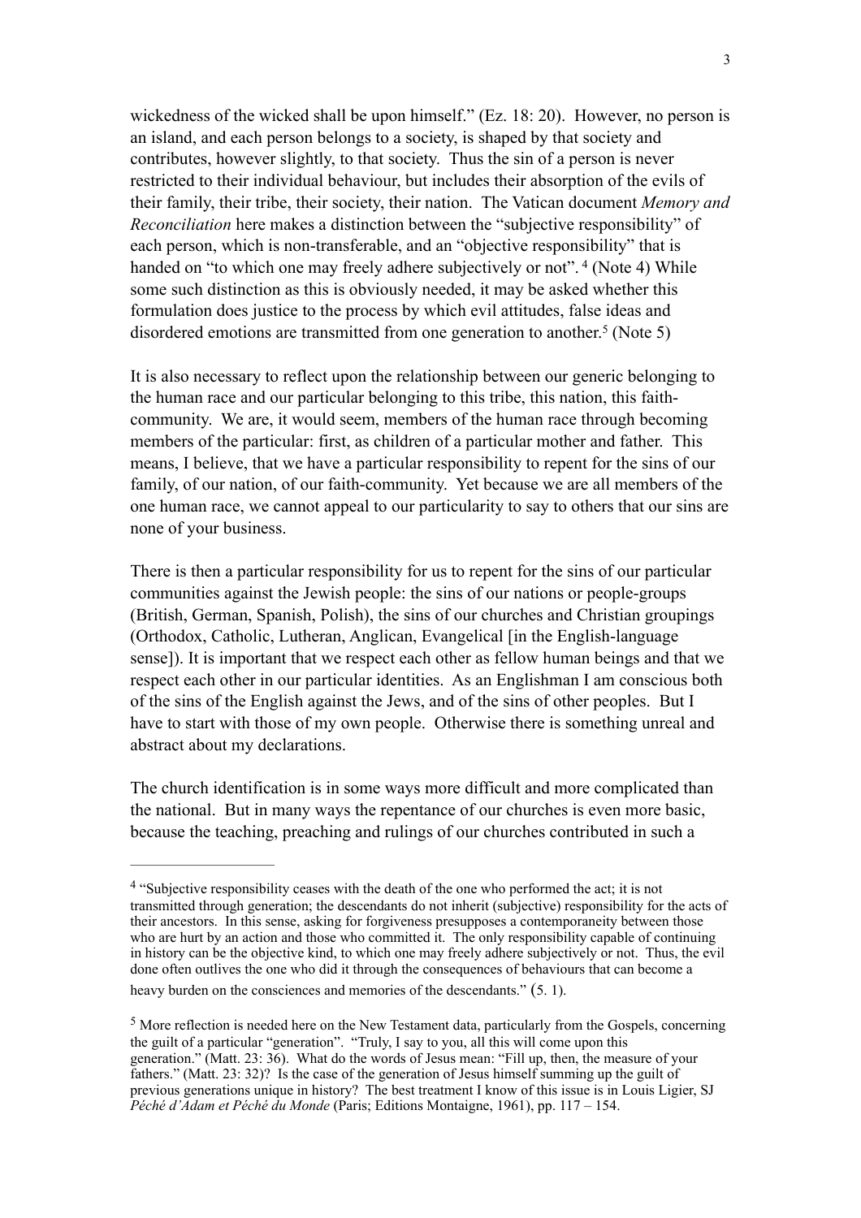wickedness of the wicked shall be upon himself." (Ez. 18: 20). However, no person is an island, and each person belongs to a society, is shaped by that society and contributes, however slightly, to that society. Thus the sin of a person is never restricted to their individual behaviour, but includes their absorption of the evils of their family, their tribe, their society, their nation. The Vatican document *Memory and Reconciliation* here makes a distinction between the "subjective responsibility" of each person, which is non-transferable, and an "objective responsibility" that is handed on "to which one may freely adhere subjectively or not". [4] (Note 4) While some such distinction as this is obviously needed, it may be asked whether this formulation does justice to the process by which evil attitudes, false ideas and disordered emotions are transmitted from one generation to another.[5] (Note 5)

It is also necessary to reflect upon the relationship between our generic belonging to the human race and our particular belonging to this tribe, this nation, this faith-community. We are, it would seem, members of the human race through becoming members of the particular: first, as children of a particular mother and father. This means, I believe, that we have a particular responsibility to repent for the sins of our family, of our nation, of our faith-community. Yet because we are all members of the one human race, we cannot appeal to our particularity to say to others that our sins are none of your business.

There is then a particular responsibility for us to repent for the sins of our particular communities against the Jewish people: the sins of our nations or people-groups (British, German, Spanish, Polish), the sins of our churches and Christian groupings (Orthodox, Catholic, Lutheran, Anglican, Evangelical [in the English-language sense]). It is important that we respect each other as fellow human beings and that we respect each other in our particular identities. As an Englishman I am conscious both of the sins of the English against the Jews, and of the sins of other peoples. But I have to start with those of my own people. Otherwise there is something unreal and abstract about my declarations.

The church identification is in some ways more difficult and more complicated than the national. But in many ways the repentance of our churches is even more basic, because the teaching, preaching and rulings of our churches contributed in such a

---

[4] "Subjective responsibility ceases with the death of the one who performed the act; it is not transmitted through generation; the descendants do not inherit (subjective) responsibility for the acts of their ancestors. In this sense, asking for forgiveness presupposes a contemporaneity between those who are hurt by an action and those who committed it. The only responsibility capable of continuing in history can be the objective kind, to which one may freely adhere subjectively or not. Thus, the evil done often outlives the one who did it through the consequences of behaviours that can become a heavy burden on the consciences and memories of the descendants." (5. 1).

[5] More reflection is needed here on the New Testament data, particularly from the Gospels, concerning the guilt of a particular "generation". "Truly, I say to you, all this will come upon this generation." (Matt. 23: 36). What do the words of Jesus mean: "Fill up, then, the measure of your fathers." (Matt. 23: 32)? Is the case of the generation of Jesus himself summing up the guilt of previous generations unique in history? The best treatment I know of this issue is in Louis Ligier, SJ *Péché d'Adam et Péché du Monde* (Paris; Editions Montaigne, 1961), pp. 117 – 154.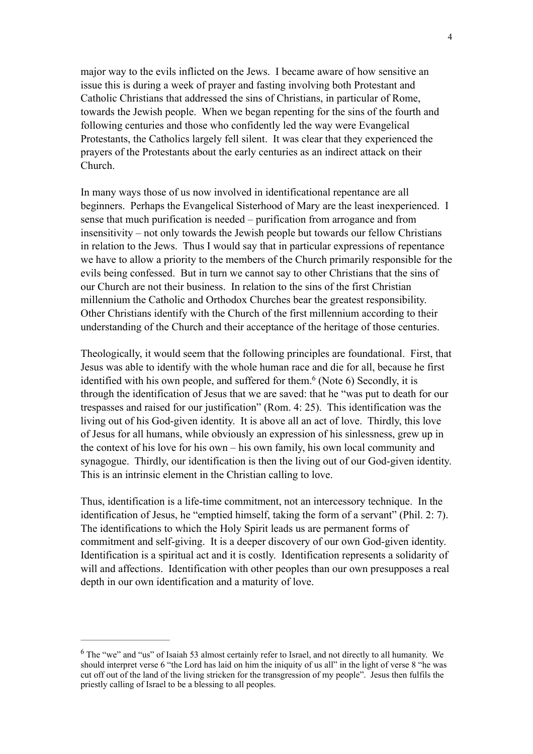major way to the evils inflicted on the Jews. I became aware of how sensitive an issue this is during a week of prayer and fasting involving both Protestant and Catholic Christians that addressed the sins of Christians, in particular of Rome, towards the Jewish people. When we began repenting for the sins of the fourth and following centuries and those who confidently led the way were Evangelical Protestants, the Catholics largely fell silent. It was clear that they experienced the prayers of the Protestants about the early centuries as an indirect attack on their Church.

In many ways those of us now involved in identificational repentance are all beginners. Perhaps the Evangelical Sisterhood of Mary are the least inexperienced. I sense that much purification is needed – purification from arrogance and from insensitivity – not only towards the Jewish people but towards our fellow Christians in relation to the Jews. Thus I would say that in particular expressions of repentance we have to allow a priority to the members of the Church primarily responsible for the evils being confessed. But in turn we cannot say to other Christians that the sins of our Church are not their business. In relation to the sins of the first Christian millennium the Catholic and Orthodox Churches bear the greatest responsibility. Other Christians identify with the Church of the first millennium according to their understanding of the Church and their acceptance of the heritage of those centuries.

Theologically, it would seem that the following principles are foundational. First, that Jesus was able to identify with the whole human race and die for all, because he first identified with his own people, and suffered for them.[6] (Note 6) Secondly, it is through the identification of Jesus that we are saved: that he "was put to death for our trespasses and raised for our justification" (Rom. 4: 25). This identification was the living out of his God-given identity. It is above all an act of love. Thirdly, this love of Jesus for all humans, while obviously an expression of his sinlessness, grew up in the context of his love for his own – his own family, his own local community and synagogue. Thirdly, our identification is then the living out of our God-given identity. This is an intrinsic element in the Christian calling to love.

Thus, identification is a life-time commitment, not an intercessory technique. In the identification of Jesus, he "emptied himself, taking the form of a servant" (Phil. 2: 7). The identifications to which the Holy Spirit leads us are permanent forms of commitment and self-giving. It is a deeper discovery of our own God-given identity. Identification is a spiritual act and it is costly. Identification represents a solidarity of will and affections. Identification with other peoples than our own presupposes a real depth in our own identification and a maturity of love.

---

[6] The "we" and "us" of Isaiah 53 almost certainly refer to Israel, and not directly to all humanity. We should interpret verse 6 "the Lord has laid on him the iniquity of us all" in the light of verse 8 "he was cut off out of the land of the living stricken for the transgression of my people". Jesus then fulfils the priestly calling of Israel to be a blessing to all peoples.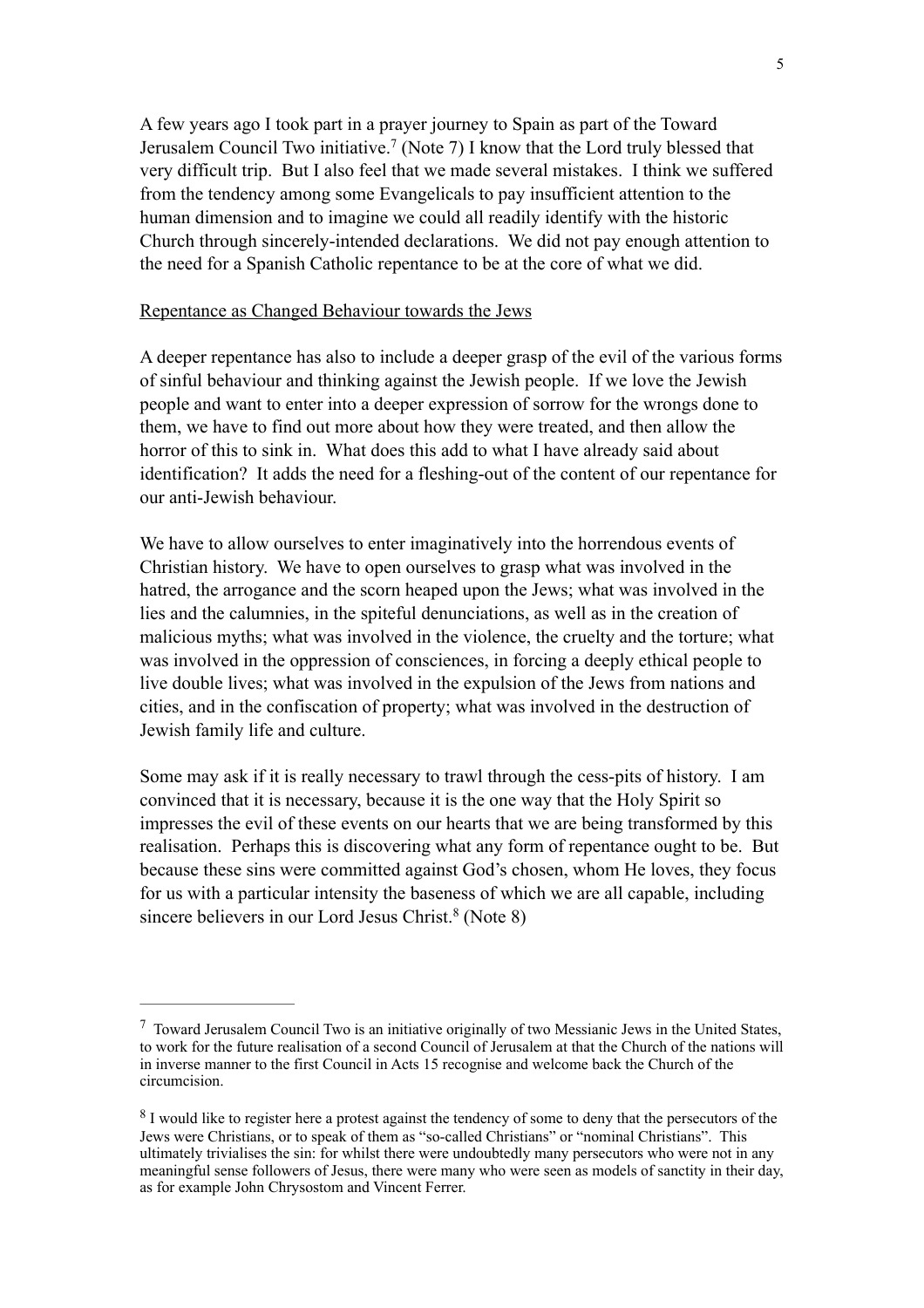A few years ago I took part in a prayer journey to Spain as part of the Toward Jerusalem Council Two initiative.[7] (Note 7) I know that the Lord truly blessed that very difficult trip. But I also feel that we made several mistakes. I think we suffered from the tendency among some Evangelicals to pay insufficient attention to the human dimension and to imagine we could all readily identify with the historic Church through sincerely-intended declarations. We did not pay enough attention to the need for a Spanish Catholic repentance to be at the core of what we did.

<u>Repentance as Changed Behaviour towards the Jews</u>

A deeper repentance has also to include a deeper grasp of the evil of the various forms of sinful behaviour and thinking against the Jewish people. If we love the Jewish people and want to enter into a deeper expression of sorrow for the wrongs done to them, we have to find out more about how they were treated, and then allow the horror of this to sink in. What does this add to what I have already said about identification? It adds the need for a fleshing-out of the content of our repentance for our anti-Jewish behaviour.

We have to allow ourselves to enter imaginatively into the horrendous events of Christian history. We have to open ourselves to grasp what was involved in the hatred, the arrogance and the scorn heaped upon the Jews; what was involved in the lies and the calumnies, in the spiteful denunciations, as well as in the creation of malicious myths; what was involved in the violence, the cruelty and the torture; what was involved in the oppression of consciences, in forcing a deeply ethical people to live double lives; what was involved in the expulsion of the Jews from nations and cities, and in the confiscation of property; what was involved in the destruction of Jewish family life and culture.

Some may ask if it is really necessary to trawl through the cess-pits of history. I am convinced that it is necessary, because it is the one way that the Holy Spirit so impresses the evil of these events on our hearts that we are being transformed by this realisation. Perhaps this is discovering what any form of repentance ought to be. But because these sins were committed against God's chosen, whom He loves, they focus for us with a particular intensity the baseness of which we are all capable, including sincere believers in our Lord Jesus Christ.[8] (Note 8)

---

[7] Toward Jerusalem Council Two is an initiative originally of two Messianic Jews in the United States, to work for the future realisation of a second Council of Jerusalem at that the Church of the nations will in inverse manner to the first Council in Acts 15 recognise and welcome back the Church of the circumcision.

[8] I would like to register here a protest against the tendency of some to deny that the persecutors of the Jews were Christians, or to speak of them as "so-called Christians" or "nominal Christians". This ultimately trivialises the sin: for whilst there were undoubtedly many persecutors who were not in any meaningful sense followers of Jesus, there were many who were seen as models of sanctity in their day, as for example John Chrysostom and Vincent Ferrer.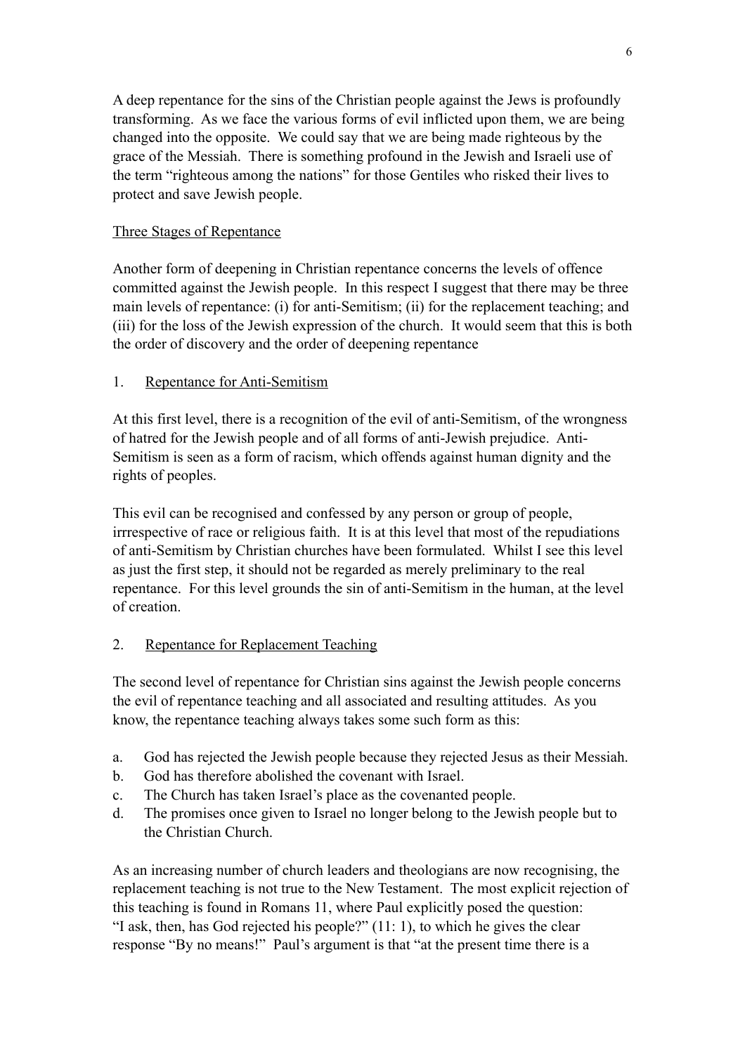A deep repentance for the sins of the Christian people against the Jews is profoundly transforming. As we face the various forms of evil inflicted upon them, we are being changed into the opposite. We could say that we are being made righteous by the grace of the Messiah. There is something profound in the Jewish and Israeli use of the term "righteous among the nations" for those Gentiles who risked their lives to protect and save Jewish people.

<u>Three Stages of Repentance</u>

Another form of deepening in Christian repentance concerns the levels of offence committed against the Jewish people. In this respect I suggest that there may be three main levels of repentance: (i) for anti-Semitism; (ii) for the replacement teaching; and (iii) for the loss of the Jewish expression of the church. It would seem that this is both the order of discovery and the order of deepening repentance

1. <u>Repentance for Anti-Semitism</u>

At this first level, there is a recognition of the evil of anti-Semitism, of the wrongness of hatred for the Jewish people and of all forms of anti-Jewish prejudice. Anti-Semitism is seen as a form of racism, which offends against human dignity and the rights of peoples.

This evil can be recognised and confessed by any person or group of people, irrrespective of race or religious faith. It is at this level that most of the repudiations of anti-Semitism by Christian churches have been formulated. Whilst I see this level as just the first step, it should not be regarded as merely preliminary to the real repentance. For this level grounds the sin of anti-Semitism in the human, at the level of creation.

2. <u>Repentance for Replacement Teaching</u>

The second level of repentance for Christian sins against the Jewish people concerns the evil of repentance teaching and all associated and resulting attitudes. As you know, the repentance teaching always takes some such form as this:

a. God has rejected the Jewish people because they rejected Jesus as their Messiah.
b. God has therefore abolished the covenant with Israel.
c. The Church has taken Israel's place as the covenanted people.
d. The promises once given to Israel no longer belong to the Jewish people but to the Christian Church.

As an increasing number of church leaders and theologians are now recognising, the replacement teaching is not true to the New Testament. The most explicit rejection of this teaching is found in Romans 11, where Paul explicitly posed the question: "I ask, then, has God rejected his people?" (11: 1), to which he gives the clear response "By no means!" Paul's argument is that "at the present time there is a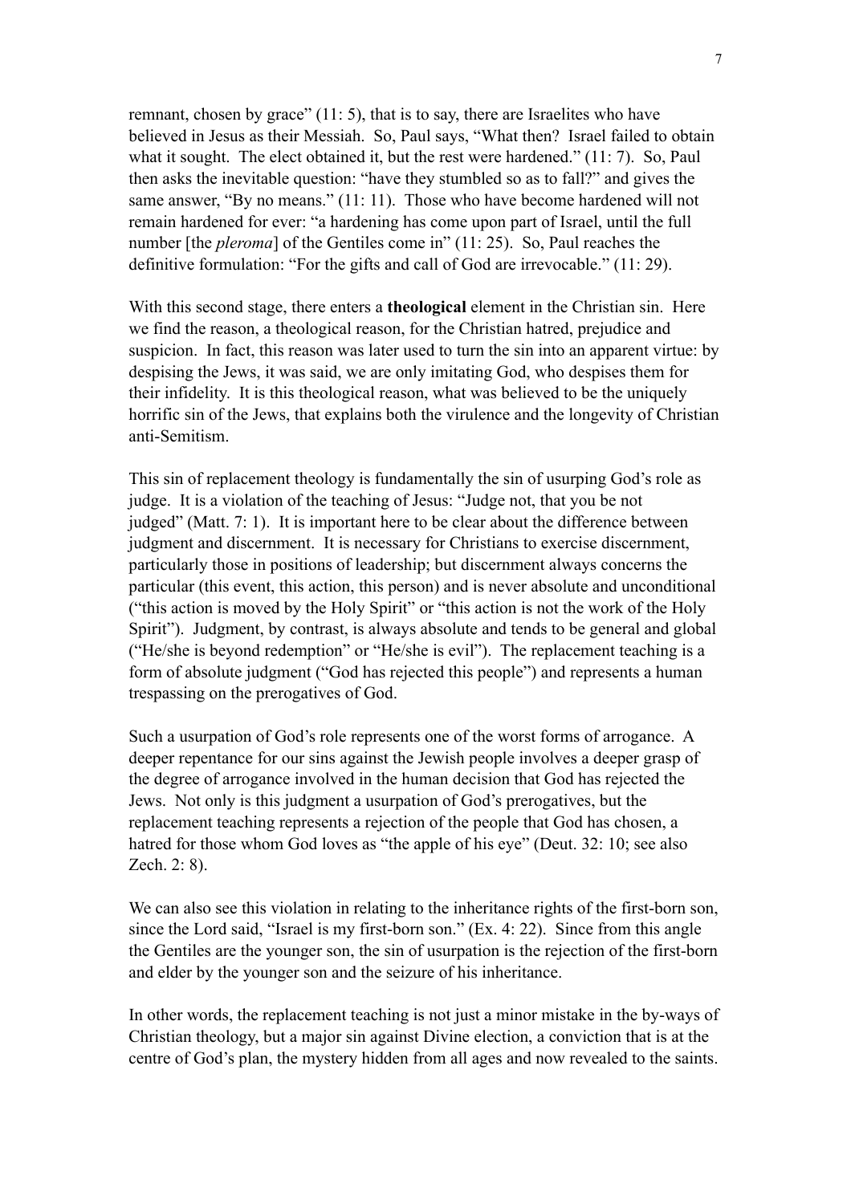remnant, chosen by grace" (11: 5), that is to say, there are Israelites who have believed in Jesus as their Messiah. So, Paul says, "What then? Israel failed to obtain what it sought. The elect obtained it, but the rest were hardened." (11: 7). So, Paul then asks the inevitable question: "have they stumbled so as to fall?" and gives the same answer, "By no means." (11: 11). Those who have become hardened will not remain hardened for ever: "a hardening has come upon part of Israel, until the full number [the *pleroma*] of the Gentiles come in" (11: 25). So, Paul reaches the definitive formulation: "For the gifts and call of God are irrevocable." (11: 29).

With this second stage, there enters a **theological** element in the Christian sin. Here we find the reason, a theological reason, for the Christian hatred, prejudice and suspicion. In fact, this reason was later used to turn the sin into an apparent virtue: by despising the Jews, it was said, we are only imitating God, who despises them for their infidelity. It is this theological reason, what was believed to be the uniquely horrific sin of the Jews, that explains both the virulence and the longevity of Christian anti-Semitism.

This sin of replacement theology is fundamentally the sin of usurping God's role as judge. It is a violation of the teaching of Jesus: "Judge not, that you be not judged" (Matt. 7: 1). It is important here to be clear about the difference between judgment and discernment. It is necessary for Christians to exercise discernment, particularly those in positions of leadership; but discernment always concerns the particular (this event, this action, this person) and is never absolute and unconditional ("this action is moved by the Holy Spirit" or "this action is not the work of the Holy Spirit"). Judgment, by contrast, is always absolute and tends to be general and global ("He/she is beyond redemption" or "He/she is evil"). The replacement teaching is a form of absolute judgment ("God has rejected this people") and represents a human trespassing on the prerogatives of God.

Such a usurpation of God's role represents one of the worst forms of arrogance. A deeper repentance for our sins against the Jewish people involves a deeper grasp of the degree of arrogance involved in the human decision that God has rejected the Jews. Not only is this judgment a usurpation of God's prerogatives, but the replacement teaching represents a rejection of the people that God has chosen, a hatred for those whom God loves as "the apple of his eye" (Deut. 32: 10; see also Zech. 2: 8).

We can also see this violation in relating to the inheritance rights of the first-born son, since the Lord said, "Israel is my first-born son." (Ex. 4: 22). Since from this angle the Gentiles are the younger son, the sin of usurpation is the rejection of the first-born and elder by the younger son and the seizure of his inheritance.

In other words, the replacement teaching is not just a minor mistake in the by-ways of Christian theology, but a major sin against Divine election, a conviction that is at the centre of God's plan, the mystery hidden from all ages and now revealed to the saints.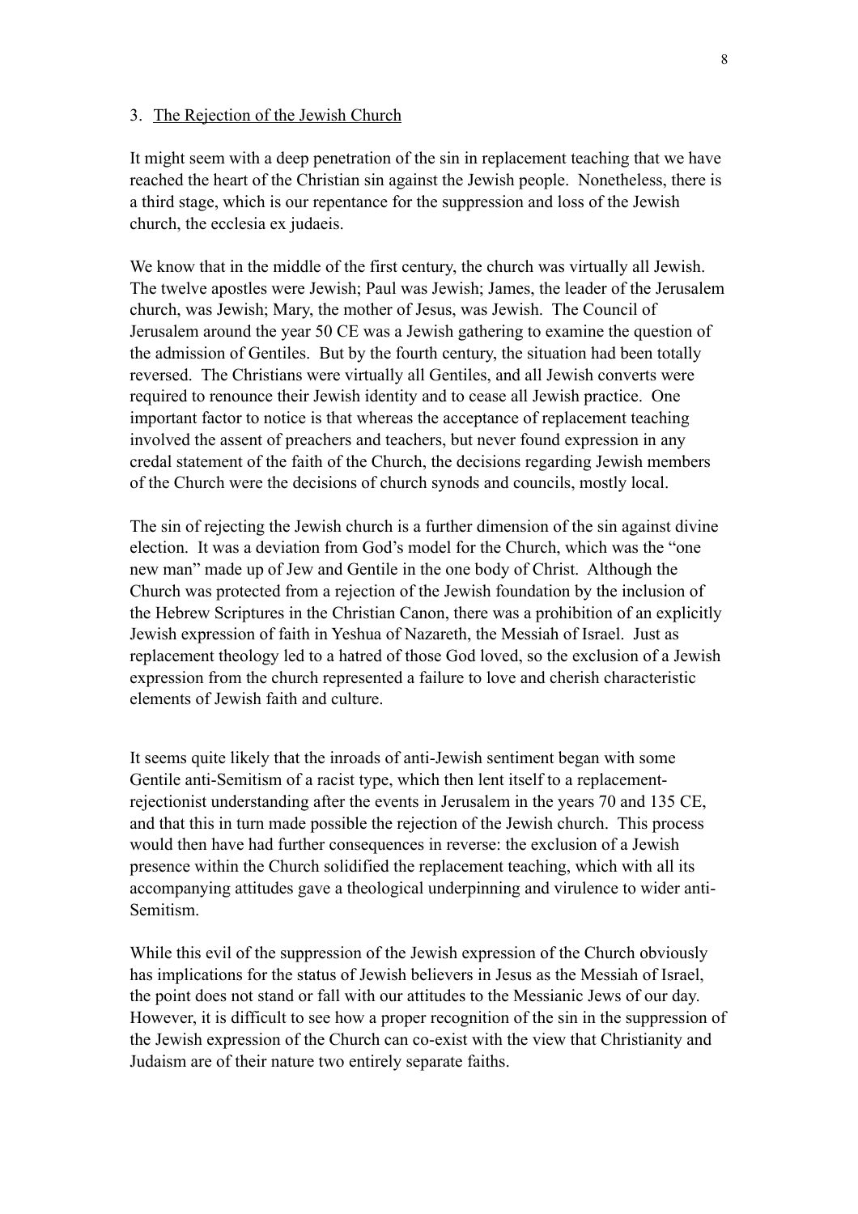3. <u>The Rejection of the Jewish Church</u>

It might seem with a deep penetration of the sin in replacement teaching that we have reached the heart of the Christian sin against the Jewish people. Nonetheless, there is a third stage, which is our repentance for the suppression and loss of the Jewish church, the ecclesia ex judaeis.

We know that in the middle of the first century, the church was virtually all Jewish. The twelve apostles were Jewish; Paul was Jewish; James, the leader of the Jerusalem church, was Jewish; Mary, the mother of Jesus, was Jewish. The Council of Jerusalem around the year 50 CE was a Jewish gathering to examine the question of the admission of Gentiles. But by the fourth century, the situation had been totally reversed. The Christians were virtually all Gentiles, and all Jewish converts were required to renounce their Jewish identity and to cease all Jewish practice. One important factor to notice is that whereas the acceptance of replacement teaching involved the assent of preachers and teachers, but never found expression in any credal statement of the faith of the Church, the decisions regarding Jewish members of the Church were the decisions of church synods and councils, mostly local.

The sin of rejecting the Jewish church is a further dimension of the sin against divine election. It was a deviation from God's model for the Church, which was the "one new man" made up of Jew and Gentile in the one body of Christ. Although the Church was protected from a rejection of the Jewish foundation by the inclusion of the Hebrew Scriptures in the Christian Canon, there was a prohibition of an explicitly Jewish expression of faith in Yeshua of Nazareth, the Messiah of Israel. Just as replacement theology led to a hatred of those God loved, so the exclusion of a Jewish expression from the church represented a failure to love and cherish characteristic elements of Jewish faith and culture.

It seems quite likely that the inroads of anti-Jewish sentiment began with some Gentile anti-Semitism of a racist type, which then lent itself to a replacement-rejectionist understanding after the events in Jerusalem in the years 70 and 135 CE, and that this in turn made possible the rejection of the Jewish church. This process would then have had further consequences in reverse: the exclusion of a Jewish presence within the Church solidified the replacement teaching, which with all its accompanying attitudes gave a theological underpinning and virulence to wider anti-Semitism.

While this evil of the suppression of the Jewish expression of the Church obviously has implications for the status of Jewish believers in Jesus as the Messiah of Israel, the point does not stand or fall with our attitudes to the Messianic Jews of our day. However, it is difficult to see how a proper recognition of the sin in the suppression of the Jewish expression of the Church can co-exist with the view that Christianity and Judaism are of their nature two entirely separate faiths.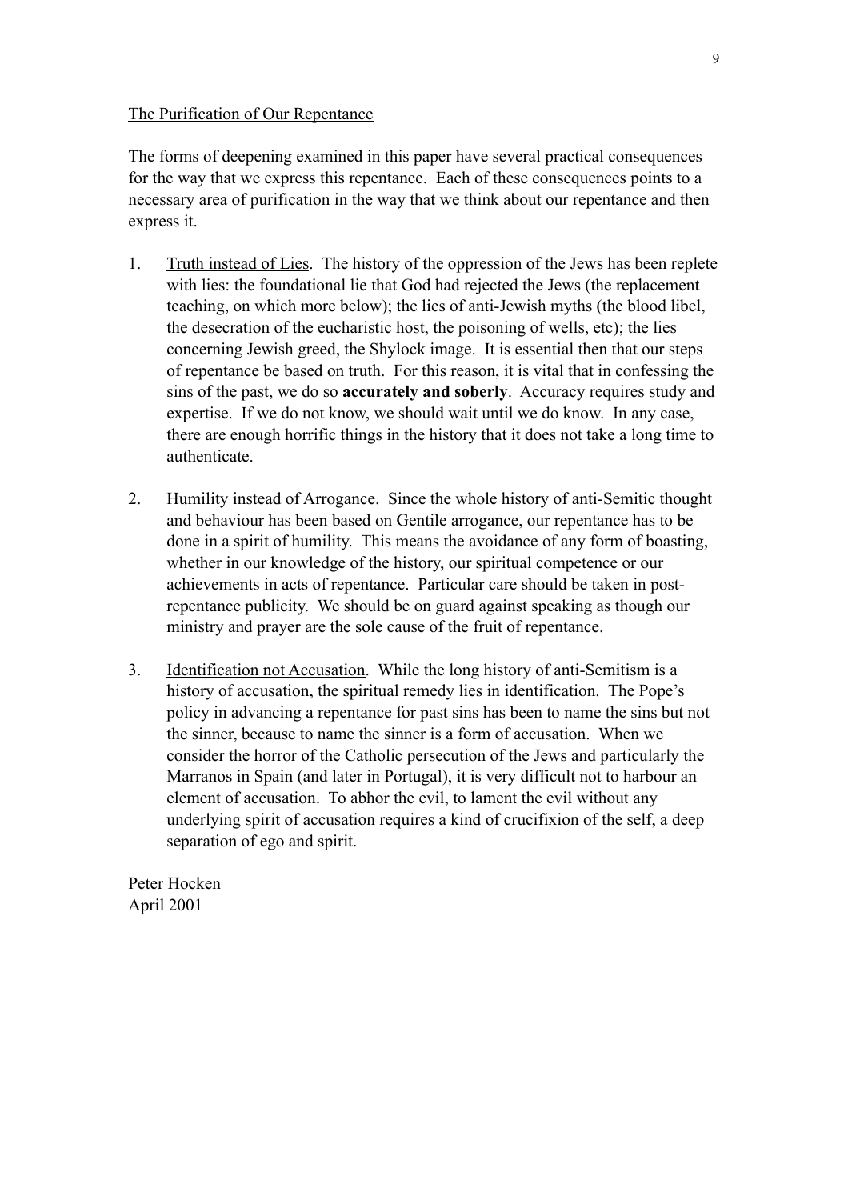The Purification of Our Repentance

The forms of deepening examined in this paper have several practical consequences for the way that we express this repentance. Each of these consequences points to a necessary area of purification in the way that we think about our repentance and then express it.

1. Truth instead of Lies. The history of the oppression of the Jews has been replete with lies: the foundational lie that God had rejected the Jews (the replacement teaching, on which more below); the lies of anti-Jewish myths (the blood libel, the desecration of the eucharistic host, the poisoning of wells, etc); the lies concerning Jewish greed, the Shylock image. It is essential then that our steps of repentance be based on truth. For this reason, it is vital that in confessing the sins of the past, we do so **accurately and soberly**. Accuracy requires study and expertise. If we do not know, we should wait until we do know. In any case, there are enough horrific things in the history that it does not take a long time to authenticate.

2. Humility instead of Arrogance. Since the whole history of anti-Semitic thought and behaviour has been based on Gentile arrogance, our repentance has to be done in a spirit of humility. This means the avoidance of any form of boasting, whether in our knowledge of the history, our spiritual competence or our achievements in acts of repentance. Particular care should be taken in post-repentance publicity. We should be on guard against speaking as though our ministry and prayer are the sole cause of the fruit of repentance.

3. Identification not Accusation. While the long history of anti-Semitism is a history of accusation, the spiritual remedy lies in identification. The Pope's policy in advancing a repentance for past sins has been to name the sins but not the sinner, because to name the sinner is a form of accusation. When we consider the horror of the Catholic persecution of the Jews and particularly the Marranos in Spain (and later in Portugal), it is very difficult not to harbour an element of accusation. To abhor the evil, to lament the evil without any underlying spirit of accusation requires a kind of crucifixion of the self, a deep separation of ego and spirit.

Peter Hocken
April 2001